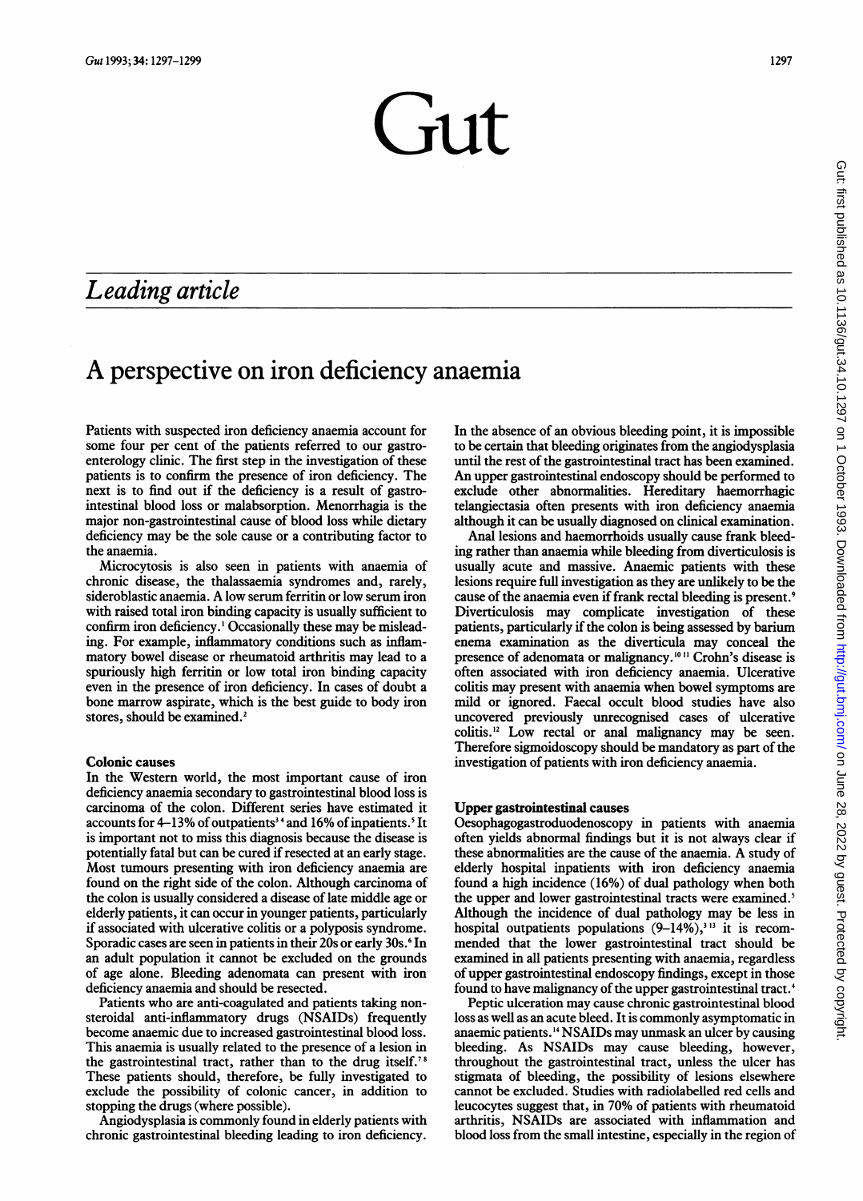# Gut

## Leading article

# A perspective on iron deficiency anaemia

Patients with suspected iron deficiency anaemia account for some four per cent of the patients referred to our gastroenterology clinic. The first step in the investigation of these patients is to confirm the presence of iron deficiency. The next is to find out if the deficiency is a result of gastrointestinal blood loss or malabsorption. Menorrhagia is the major non-gastrointestinal cause of blood loss while dietary deficiency may be the sole cause or a contributing factor to the anaemia.

Microcytosis is also seen in patients with anaemia of chronic disease, the thalassaemia syndromes and, rarely, sideroblastic anaemia. A low serum ferritin or low serum iron with raised total iron binding capacity is usually sufficient to confirm iron deficiency.[1] Occasionally these may be misleading. For example, inflammatory conditions such as inflammatory bowel disease or rheumatoid arthritis may lead to a spuriously high ferritin or low total iron binding capacity even in the presence of iron deficiency. In cases of doubt a bone marrow aspirate, which is the best guide to body iron stores, should be examined.[2]

### Colonic causes

In the Western world, the most important cause of iron deficiency anaemia secondary to gastrointestinal blood loss is carcinoma of the colon. Different series have estimated it accounts for 4–13% of outpatients[3 4] and 16% of inpatients.[5] It is important not to miss this diagnosis because the disease is potentially fatal but can be cured if resected at an early stage. Most tumours presenting with iron deficiency anaemia are found on the right side of the colon. Although carcinoma of the colon is usually considered a disease of late middle age or elderly patients, it can occur in younger patients, particularly if associated with ulcerative colitis or a polyposis syndrome. Sporadic cases are seen in patients in their 20s or early 30s.[6] In an adult population it cannot be excluded on the grounds of age alone. Bleeding adenomata can present with iron deficiency anaemia and should be resected.

Patients who are anti-coagulated and patients taking non-steroidal anti-inflammatory drugs (NSAIDs) frequently become anaemic due to increased gastrointestinal blood loss. This anaemia is usually related to the presence of a lesion in the gastrointestinal tract, rather than to the drug itself.[7 8] These patients should, therefore, be fully investigated to exclude the possibility of colonic cancer, in addition to stopping the drugs (where possible).

Angiodysplasia is commonly found in elderly patients with chronic gastrointestinal bleeding leading to iron deficiency. In the absence of an obvious bleeding point, it is impossible to be certain that bleeding originates from the angiodysplasia until the rest of the gastrointestinal tract has been examined. An upper gastrointestinal endoscopy should be performed to exclude other abnormalities. Hereditary haemorrhagic telangiectasia often presents with iron deficiency anaemia although it can be usually diagnosed on clinical examination.

Anal lesions and haemorrhoids usually cause frank bleeding rather than anaemia while bleeding from diverticulosis is usually acute and massive. Anaemic patients with these lesions require full investigation as they are unlikely to be the cause of the anaemia even if frank rectal bleeding is present.[9] Diverticulosis may complicate investigation of these patients, particularly if the colon is being assessed by barium enema examination as the diverticula may conceal the presence of adenomata or malignancy.[10 11] Crohn's disease is often associated with iron deficiency anaemia. Ulcerative colitis may present with anaemia when bowel symptoms are mild or ignored. Faecal occult blood studies have also uncovered previously unrecognised cases of ulcerative colitis.[12] Low rectal or anal malignancy may be seen. Therefore sigmoidoscopy should be mandatory as part of the investigation of patients with iron deficiency anaemia.

### Upper gastrointestinal causes

Oesophagogastroduodenoscopy in patients with anaemia often yields abnormal findings but it is not always clear if these abnormalities are the cause of the anaemia. A study of elderly hospital inpatients with iron deficiency anaemia found a high incidence (16%) of dual pathology when both the upper and lower gastrointestinal tracts were examined.[5] Although the incidence of dual pathology may be less in hospital outpatients populations (9–14%),[3 13] it is recommended that the lower gastrointestinal tract should be examined in all patients presenting with anaemia, regardless of upper gastrointestinal endoscopy findings, except in those found to have malignancy of the upper gastrointestinal tract.[4]

Peptic ulceration may cause chronic gastrointestinal blood loss as well as an acute bleed. It is commonly asymptomatic in anaemic patients.[14] NSAIDs may unmask an ulcer by causing bleeding. As NSAIDs may cause bleeding, however, throughout the gastrointestinal tract, unless the ulcer has stigmata of bleeding, the possibility of lesions elsewhere cannot be excluded. Studies with radiolabelled red cells and leucocytes suggest that, in 70% of patients with rheumatoid arthritis, NSAIDs are associated with inflammation and blood loss from the small intestine, especially in the region of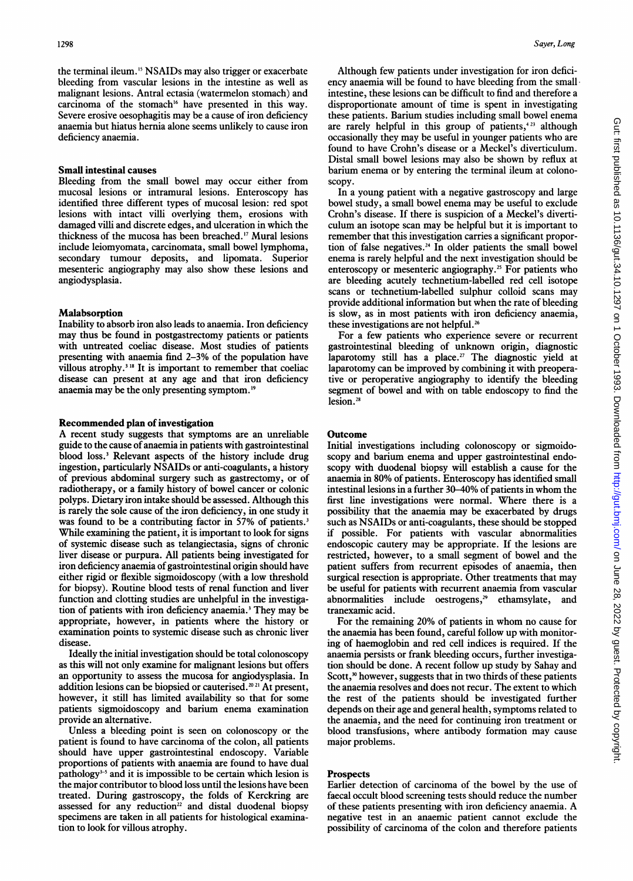the terminal ileum.[15] NSAIDs may also trigger or exacerbate bleeding from vascular lesions in the intestine as well as malignant lesions. Antral ectasia (watermelon stomach) and carcinoma of the stomach[16] have presented in this way. Severe erosive oesophagitis may be a cause of iron deficiency anaemia but hiatus hernia alone seems unlikely to cause iron deficiency anaemia.

### Small intestinal causes

Bleeding from the small bowel may occur either from mucosal lesions or intramural lesions. Enteroscopy has identified three different types of mucosal lesion: red spot lesions with intact villi overlying them, erosions with damaged villi and discrete edges, and ulceration in which the thickness of the mucosa has been breached.[17] Mural lesions include leiomyomata, carcinomata, small bowel lymphoma, secondary tumour deposits, and lipomata. Superior mesenteric angiography may also show these lesions and angiodysplasia.

### Malabsorption

Inability to absorb iron also leads to anaemia. Iron deficiency may thus be found in postgastrectomy patients or patients with untreated coeliac disease. Most studies of patients presenting with anaemia find 2–3% of the population have villous atrophy.[3,18] It is important to remember that coeliac disease can present at any age and that iron deficiency anaemia may be the only presenting symptom.[19]

### Recommended plan of investigation

A recent study suggests that symptoms are an unreliable guide to the cause of anaemia in patients with gastrointestinal blood loss.[3] Relevant aspects of the history include drug ingestion, particularly NSAIDs or anti-coagulants, a history of previous abdominal surgery such as gastrectomy, or of radiotherapy, or a family history of bowel cancer or colonic polyps. Dietary iron intake should be assessed. Although this is rarely the sole cause of the iron deficiency, in one study it was found to be a contributing factor in 57% of patients.[3] While examining the patient, it is important to look for signs of systemic disease such as telangiectasia, signs of chronic liver disease or purpura. All patients being investigated for iron deficiency anaemia of gastrointestinal origin should have either rigid or flexible sigmoidoscopy (with a low threshold for biopsy). Routine blood tests of renal function and liver function and clotting studies are unhelpful in the investigation of patients with iron deficiency anaemia.[3] They may be appropriate, however, in patients where the history or examination points to systemic disease such as chronic liver disease.

Ideally the initial investigation should be total colonoscopy as this will not only examine for malignant lesions but offers an opportunity to assess the mucosa for angiodysplasia. In addition lesions can be biopsied or cauterised.[20,21] At present, however, it still has limited availability so that for some patients sigmoidoscopy and barium enema examination provide an alternative.

Unless a bleeding point is seen on colonoscopy or the patient is found to have carcinoma of the colon, all patients should have upper gastrointestinal endoscopy. Variable proportions of patients with anaemia are found to have dual pathology[3-5] and it is impossible to be certain which lesion is the major contributor to blood loss until the lesions have been treated. During gastroscopy, the folds of Kerckring are assessed for any reduction[22] and distal duodenal biopsy specimens are taken in all patients for histological examination to look for villous atrophy.

Although few patients under investigation for iron deficiency anaemia will be found to have bleeding from the small intestine, these lesions can be difficult to find and therefore a disproportionate amount of time is spent in investigating these patients. Barium studies including small bowel enema are rarely helpful in this group of patients,[4,23] although occasionally they may be useful in younger patients who are found to have Crohn's disease or a Meckel's diverticulum. Distal small bowel lesions may also be shown by reflux at barium enema or by entering the terminal ileum at colonoscopy.

In a young patient with a negative gastroscopy and large bowel study, a small bowel enema may be useful to exclude Crohn's disease. If there is suspicion of a Meckel's diverticulum an isotope scan may be helpful but it is important to remember that this investigation carries a significant proportion of false negatives.[24] In older patients the small bowel enema is rarely helpful and the next investigation should be enteroscopy or mesenteric angiography.[25] For patients who are bleeding acutely technetium-labelled red cell isotope scans or technetium-labelled sulphur colloid scans may provide additional information but when the rate of bleeding is slow, as in most patients with iron deficiency anaemia, these investigations are not helpful.[26]

For a few patients who experience severe or recurrent gastrointestinal bleeding of unknown origin, diagnostic laparotomy still has a place.[27] The diagnostic yield at laparotomy can be improved by combining it with preoperative or peroperative angiography to identify the bleeding segment of bowel and with on table endoscopy to find the lesion.[28]

### Outcome

Initial investigations including colonoscopy or sigmoidoscopy and barium enema and upper gastrointestinal endoscopy with duodenal biopsy will establish a cause for the anaemia in 80% of patients. Enteroscopy has identified small intestinal lesions in a further 30–40% of patients in whom the first line investigations were normal. Where there is a possibility that the anaemia may be exacerbated by drugs such as NSAIDs or anti-coagulants, these should be stopped if possible. For patients with vascular abnormalities endoscopic cautery may be appropriate. If the lesions are restricted, however, to a small segment of bowel and the patient suffers from recurrent episodes of anaemia, then surgical resection is appropriate. Other treatments that may be useful for patients with recurrent anaemia from vascular abnormalities include oestrogens,[29] ethamsylate, and tranexamic acid.

For the remaining 20% of patients in whom no cause for the anaemia has been found, careful follow up with monitoring of haemoglobin and red cell indices is required. If the anaemia persists or frank bleeding occurs, further investigation should be done. A recent follow up study by Sahay and Scott,[30] however, suggests that in two thirds of these patients the anaemia resolves and does not recur. The extent to which the rest of the patients should be investigated further depends on their age and general health, symptoms related to the anaemia, and the need for continuing iron treatment or blood transfusions, where antibody formation may cause major problems.

### Prospects

Earlier detection of carcinoma of the bowel by the use of faecal occult blood screening tests should reduce the number of these patients presenting with iron deficiency anaemia. A negative test in an anaemic patient cannot exclude the possibility of carcinoma of the colon and therefore patients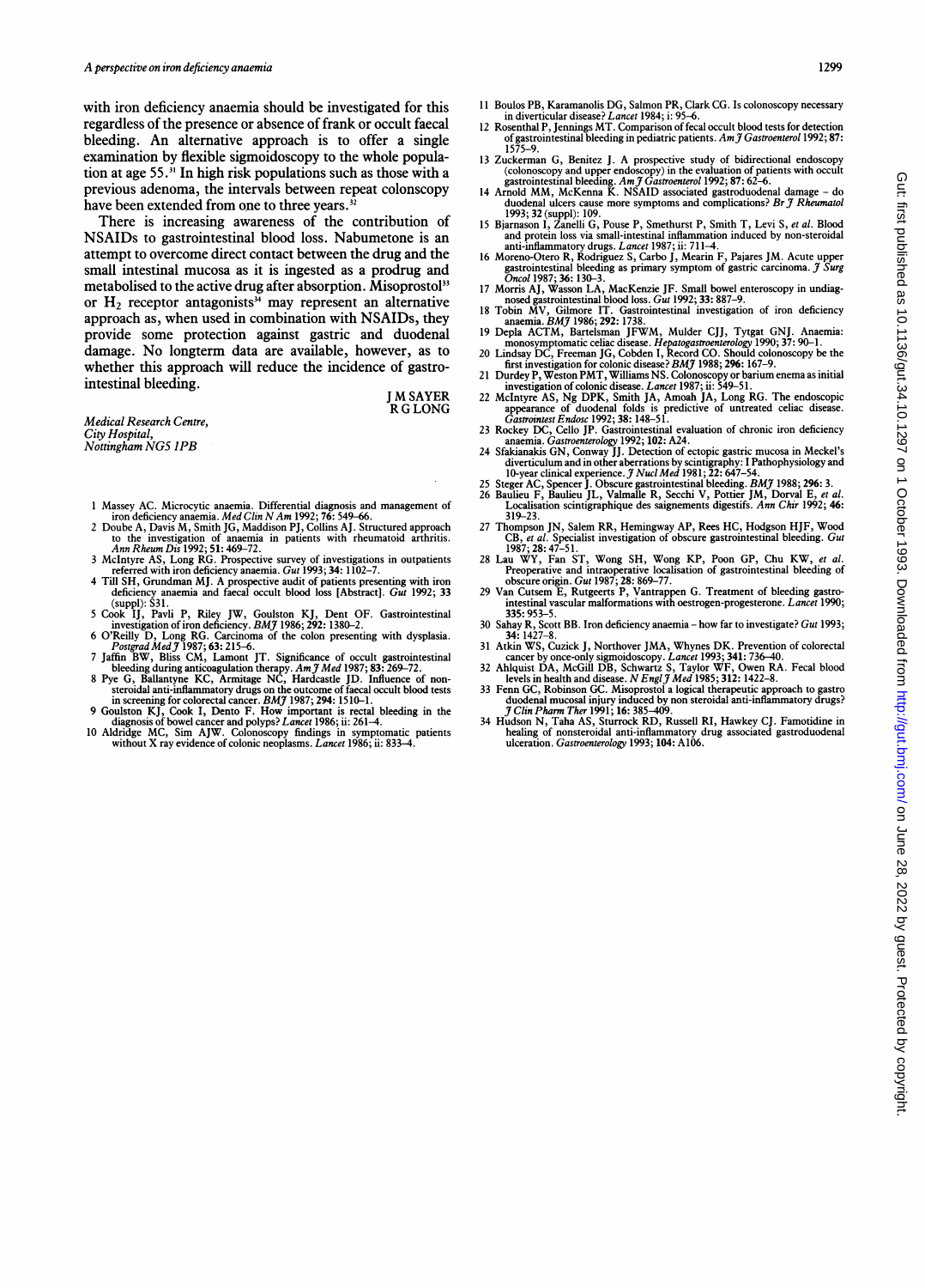with iron deficiency anaemia should be investigated for this regardless of the presence or absence of frank or occult faecal bleeding. An alternative approach is to offer a single examination by flexible sigmoidoscopy to the whole population at age 55.[31] In high risk populations such as those with a previous adenoma, the intervals between repeat colonscopy have been extended from one to three years.[32]

There is increasing awareness of the contribution of NSAIDs to gastrointestinal blood loss. Nabumetone is an attempt to overcome direct contact between the drug and the small intestinal mucosa as it is ingested as a prodrug and metabolised to the active drug after absorption. Misoprostol[33] or $H_2$ receptor antagonists[34] may represent an alternative approach as, when used in combination with NSAIDs, they provide some protection against gastric and duodenal damage. No longterm data are available, however, as to whether this approach will reduce the incidence of gastrointestinal bleeding.

J M SAYER
R G LONG

*Medical Research Centre,*
*City Hospital,*
*Nottingham NG5 1PB*

1 Massey AC. Microcytic anaemia. Differential diagnosis and management of iron deficiency anaemia. *Med Clin N Am* 1992; **76:** 549–66.
2 Doube A, Davis M, Smith JG, Maddison PJ, Collins AJ. Structured approach to the investigation of anaemia in patients with rheumatoid arthritis. *Ann Rheum Dis* 1992; **51:** 469–72.
3 McIntyre AS, Long RG. Prospective survey of investigations in outpatients referred with iron deficiency anaemia. *Gut* 1993; **34:** 1102–7.
4 Till SH, Grundman MJ. A prospective audit of patients presenting with iron deficiency anaemia and faecal occult blood loss [Abstract]. *Gut* 1992; **33** (suppl): S31.
5 Cook IJ, Pavli P, Riley JW, Goulston KJ, Dent OF. Gastrointestinal investigation of iron deficiency. *BMJ* 1986; **292:** 1380–2.
6 O'Reilly D, Long RG. Carcinoma of the colon presenting with dysplasia. *Postgrad Med J* 1987; **63:** 215–6.
7 Jaffin BW, Bliss CM, Lamont JT. Significance of occult gastrointestinal bleeding during anticoagulation therapy. *Am J Med* 1987; **83:** 269–72.
8 Pye G, Ballantyne KC, Armitage NC, Hardcastle JD. Influence of non-steroidal anti-inflammatory drugs on the outcome of faecal occult blood tests in screening for colorectal cancer. *BMJ* 1987; **294:** 1510–1.
9 Goulston KJ, Cook I, Dento F. How important is rectal bleeding in the diagnosis of bowel cancer and polyps? *Lancet* 1986; **ii:** 261–4.
10 Aldridge MC, Sim AJW. Colonoscopy findings in symptomatic patients without X ray evidence of colonic neoplasms. *Lancet* 1986; **ii:** 833–4.
11 Boulos PB, Karamanolis DG, Salmon PR, Clark CG. Is colonoscopy necessary in diverticular disease? *Lancet* 1984; **i:** 95–6.
12 Rosenthal P, Jennings MT. Comparison of fecal occult blood tests for detection of gastrointestinal bleeding in pediatric patients. *Am J Gastroenterol* 1992; **87:** 1575–9.
13 Zuckerman G, Benitez J. A prospective study of bidirectional endoscopy (colonoscopy and upper endoscopy) in the evaluation of patients with occult gastrointestinal bleeding. *Am J Gastroenterol* 1992; **87:** 62–6.
14 Arnold MM, McKenna K. NSAID associated gastroduodenal damage – do duodenal ulcers cause more symptoms and complications? *Br J Rheumatol* 1993; **32** (suppl): 109.
15 Bjarnason I, Zanelli G, Pouse P, Smethurst P, Smith T, Levi S, *et al.* Blood and protein loss via small-intestinal inflammation induced by non-steroidal anti-inflammatory drugs. *Lancet* 1987; **ii:** 711–4.
16 Moreno-Otero R, Rodriguez S, Carbo J, Mearin F, Pajares JM. Acute upper gastrointestinal bleeding as primary symptom of gastric carcinoma. *J Surg Oncol* 1987; **36:** 130–3.
17 Morris AJ, Wasson LA, MacKenzie JF. Small bowel enteroscopy in undiagnosed gastrointestinal blood loss. *Gut* 1992; **33:** 887–9.
18 Tobin MV, Gilmore IT. Gastrointestinal investigation of iron deficiency anaemia. *BMJ* 1986; **292:** 1738.
19 Depla ACTM, Bartelsman JFWM, Mulder CJJ, Tytgat GNJ. Anaemia: monosymptomatic celiac disease. *Hepatogastroenterology* 1990; **37:** 90–1.
20 Lindsay DC, Freeman JG, Cobden I, Record CO. Should colonoscopy be the first investigation for colonic disease? *BMJ* 1988; **296:** 167–9.
21 Durdey P, Weston PMT, Williams NS. Colonoscopy or barium enema as initial investigation of colonic disease. *Lancet* 1987; **ii:** 549–51.
22 McIntyre AS, Ng DPK, Smith JA, Amoah JA, Long RG. The endoscopic appearance of duodenal folds is predictive of untreated celiac disease. *Gastrointest Endosc* 1992; **38:** 148–51.
23 Rockey DC, Cello JP. Gastrointestinal evaluation of chronic iron deficiency anaemia. *Gastroenterology* 1992; **102:** A24.
24 Sfakianakis GN, Conway JJ. Detection of ectopic gastric mucosa in Meckel's diverticulum and in other aberrations by scintigraphy: I Pathophysiology and 10-year clinical experience. *J Nucl Med* 1981; **22:** 647–54.
25 Steger AC, Spencer J. Obscure gastrointestinal bleeding. *BMJ* 1988; **296:** 3.
26 Baulieu F, Baulieu JL, Valmalle R, Secchi V, Pottier JM, Dorval E, *et al.* Localisation scintigraphique des saignements digestifs. *Ann Chir* 1992; **46:** 319–23.
27 Thompson JN, Salem RR, Hemingway AP, Rees HC, Hodgson HJF, Wood CB, *et al.* Specialist investigation of obscure gastrointestinal bleeding. *Gut* 1987; **28:** 47–51.
28 Lau WY, Fan ST, Wong SH, Wong KP, Poon GP, Chu KW, *et al.* Preoperative and intraoperative localisation of gastrointestinal bleeding of obscure origin. *Gut* 1987; **28:** 869–77.
29 Van Cutsem E, Rutgeerts P, Vantrappen G. Treatment of bleeding gastrointestinal vascular malformations with oestrogen-progesterone. *Lancet* 1990; **335:** 953–5.
30 Sahay R, Scott BB. Iron deficiency anaemia – how far to investigate? *Gut* 1993; **34:** 1427–8.
31 Atkin WS, Cuzick J, Northover JMA, Whynes DK. Prevention of colorectal cancer by once-only sigmoidoscopy. *Lancet* 1993; **341:** 736–40.
32 Ahlquist DA, McGill DB, Schwartz S, Taylor WF, Owen RA. Fecal blood levels in health and disease. *N Engl J Med* 1985; **312:** 1422–8.
33 Fenn GC, Robinson GC. Misoprostol a logical therapeutic approach to gastro duodenal mucosal injury induced by non steroidal anti-inflammatory drugs? *J Clin Pharm Ther* 1991; **16:** 385–409.
34 Hudson N, Taha AS, Sturrock RD, Russell RI, Hawkey CJ. Famotidine in healing of nonsteroidal anti-inflammatory drug associated gastroduodenal ulceration. *Gastroenterology* 1993; **104:** A106.